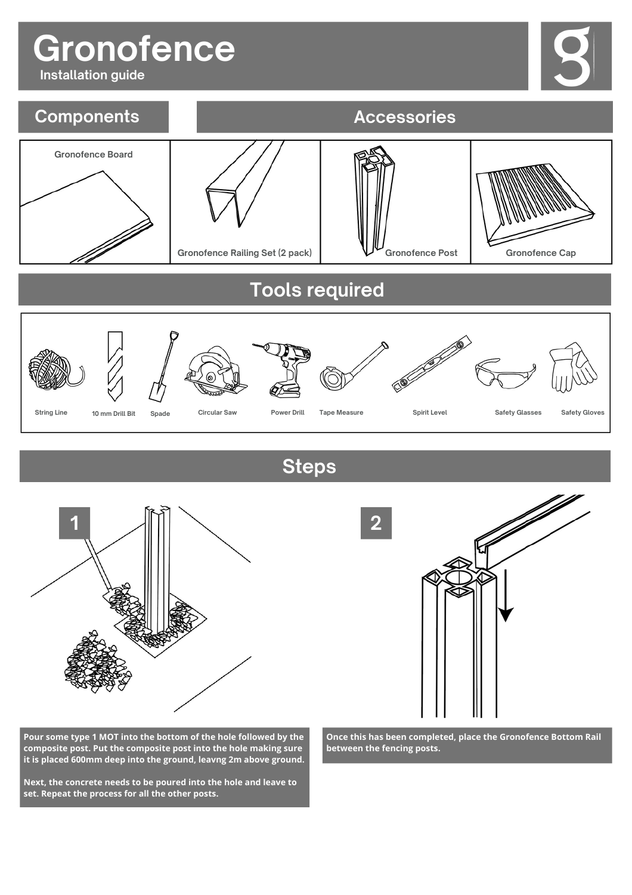# Gronofence

Installation guide

## Components

Gronofence Board

## Accessories

Gronofence Railing Set (2 pack)

Gronofence Post

Gronofence Cap

## Tools required

String Line

10 mm Drill Bit

Spade

Circular Saw

Power Drill

Tape Measure

Spirit Level

Safety Glasses

Safety Gloves

## Steps

### 1

**Pour some type 1 MOT into the bottom of the hole followed by the composite post. Put the composite post into the hole making sure it is placed 600mm deep into the ground, leavng 2m above ground.**

**Next, the concrete needs to be poured into the hole and leave to set. Repeat the process for all the other posts.**

### 2

**Once this has been completed, place the Gronofence Bottom Rail between the fencing posts.**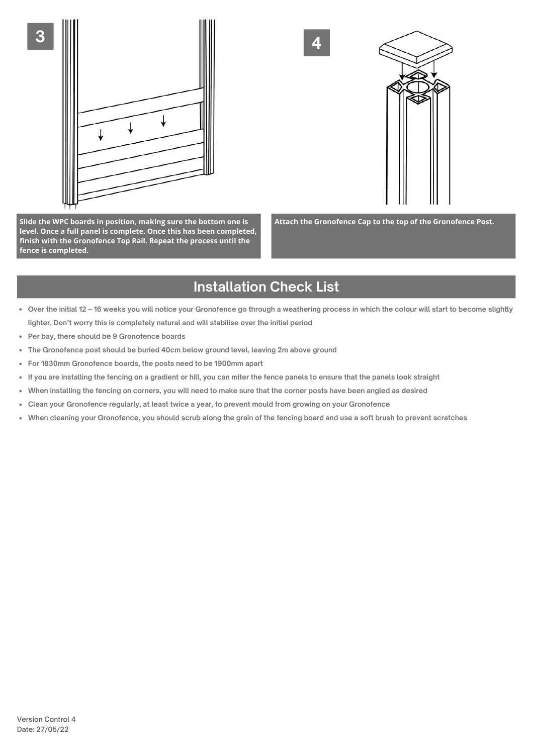3

Slide the WPC boards in position, making sure the bottom one is level. Once a full panel is complete. Once this has been completed, finish with the Gronofence Top Rail. Repeat the process until the fence is completed.

4

Attach the Gronofence Cap to the top of the Gronofence Post.

## Installation Check List

- Over the initial 12 – 16 weeks you will notice your Gronofence go through a weathering process in which the colour will start to become slightly lighter. Don't worry this is completely natural and will stabilise over the initial period
- Per bay, there should be 9 Gronofence boards
- The Gronofence post should be buried 40cm below ground level, leaving 2m above ground
- For 1830mm Gronofence boards, the posts need to be 1900mm apart
- If you are installing the fencing on a gradient or hill, you can miter the fence panels to ensure that the panels look straight
- When installing the fencing on corners, you will need to make sure that the corner posts have been angled as desired
- Clean your Gronofence regularly, at least twice a year, to prevent mould from growing on your Gronofence
- When cleaning your Gronofence, you should scrub along the grain of the fencing board and use a soft brush to prevent scratches

Version Control 4
Date: 27/05/22